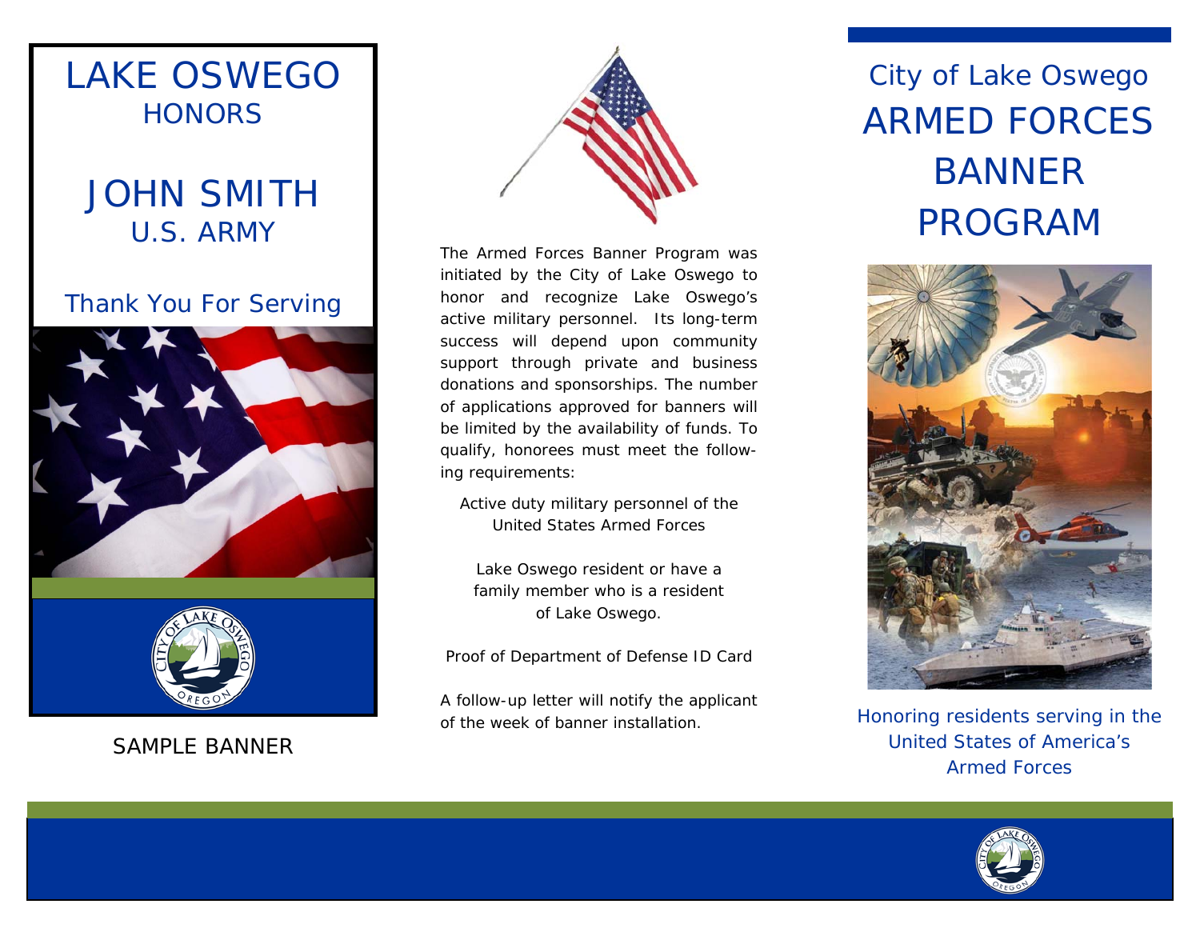LAKE OSWEGO
HONORS

JOHN SMITH
U.S. ARMY

Thank You For Serving

SAMPLE BANNER

The Armed Forces Banner Program was initiated by the City of Lake Oswego to honor and recognize Lake Oswego's active military personnel. Its long-term success will depend upon community support through private and business donations and sponsorships. The number of applications approved for banners will be limited by the availability of funds. To qualify, honorees must meet the following requirements:

Active duty military personnel of the United States Armed Forces

Lake Oswego resident or have a family member who is a resident of Lake Oswego.

Proof of Department of Defense ID Card

A follow-up letter will notify the applicant of the week of banner installation.

# City of Lake Oswego ARMED FORCES BANNER PROGRAM

Honoring residents serving in the United States of America's Armed Forces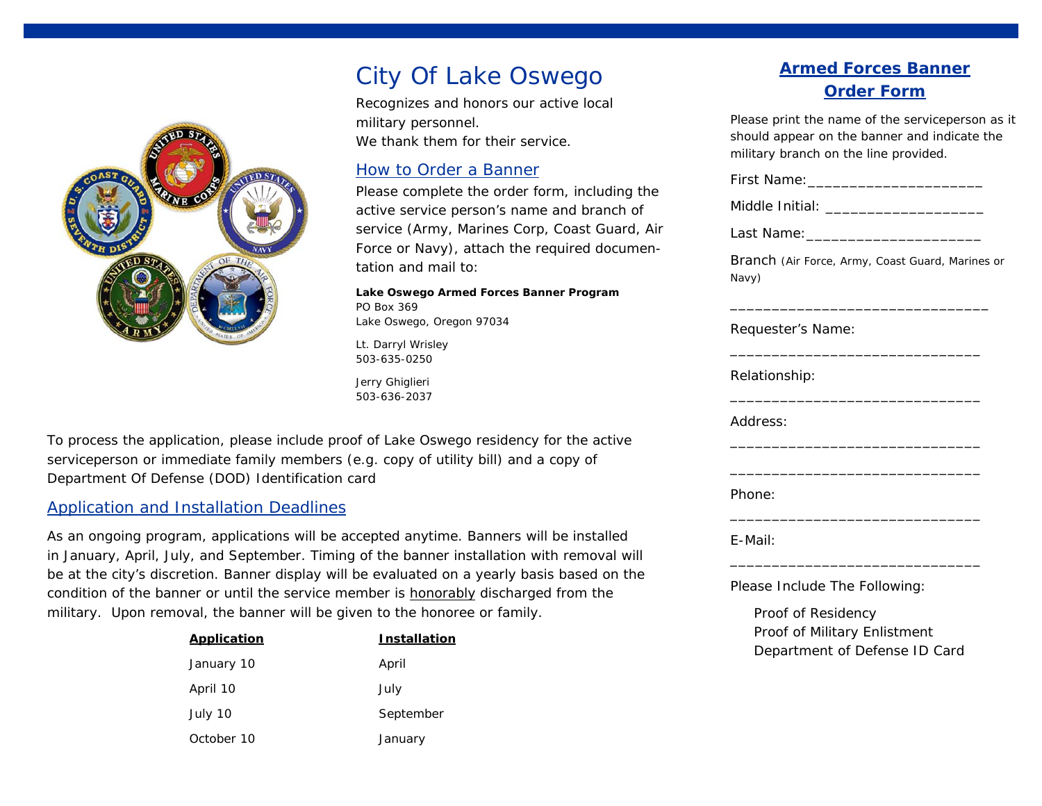# City Of Lake Oswego

Recognizes and honors our active local military personnel.
We thank them for their service.

## How to Order a Banner

Please complete the order form, including the active service person's name and branch of service (Army, Marines Corp, Coast Guard, Air Force or Navy), attach the required documentation and mail to:

**Lake Oswego Armed Forces Banner Program**
PO Box 369
Lake Oswego, Oregon 97034

Lt. Darryl Wrisley
503-635-0250

Jerry Ghiglieri
503-636-2037

To process the application, please include proof of Lake Oswego residency for the active serviceperson or immediate family members (e.g. copy of utility bill) and a copy of Department Of Defense (DOD) Identification card

## Application and Installation Deadlines

As an ongoing program, applications will be accepted anytime. Banners will be installed in January, April, July, and September. Timing of the banner installation with removal will be at the city's discretion. Banner display will be evaluated on a yearly basis based on the condition of the banner or until the service member is honorably discharged from the military. Upon removal, the banner will be given to the honoree or family.

| Application | Installation |
|---|---|
| January 10 | April |
| April 10 | July |
| July 10 | September |
| October 10 | January |

## Armed Forces Banner Order Form

Please print the name of the serviceperson as it should appear on the banner and indicate the military branch on the line provided.

First Name:____________________

Middle Initial: __________________

Last Name:____________________

Branch (Air Force, Army, Coast Guard, Marines or Navy)

______________________________

Requester's Name:

_____________________________

Relationship:

_____________________________

Address:

_____________________________

_____________________________

Phone:

_____________________________

E-Mail:

_____________________________

Please Include The Following:

- Proof of Residency
- Proof of Military Enlistment
- Department of Defense ID Card